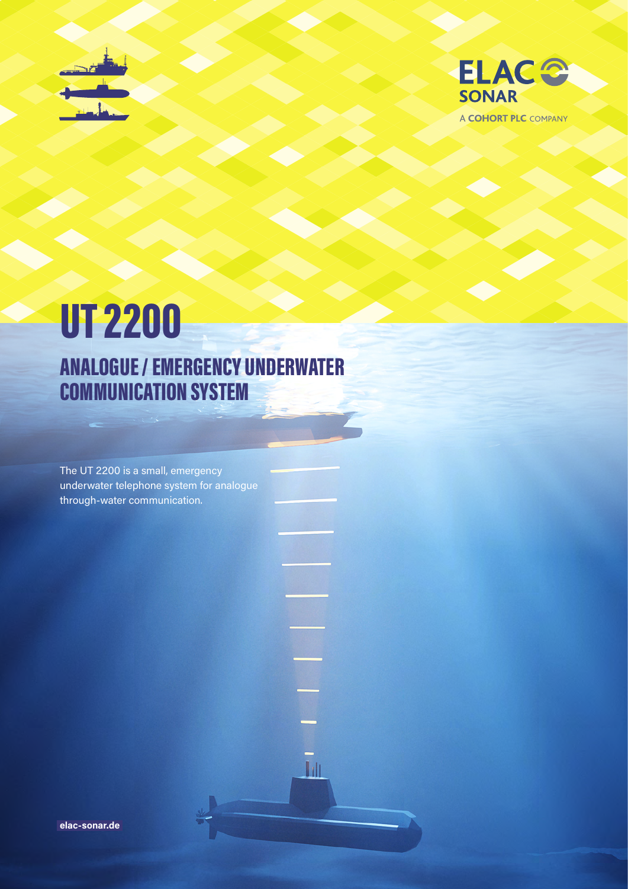ELAC SONAR

A COHORT PLC COMPANY

# UT 2200

## ANALOGUE / EMERGENCY UNDERWATER COMMUNICATION SYSTEM

The UT 2200 is a small, emergency underwater telephone system for analogue through-water communication.

elac-sonar.de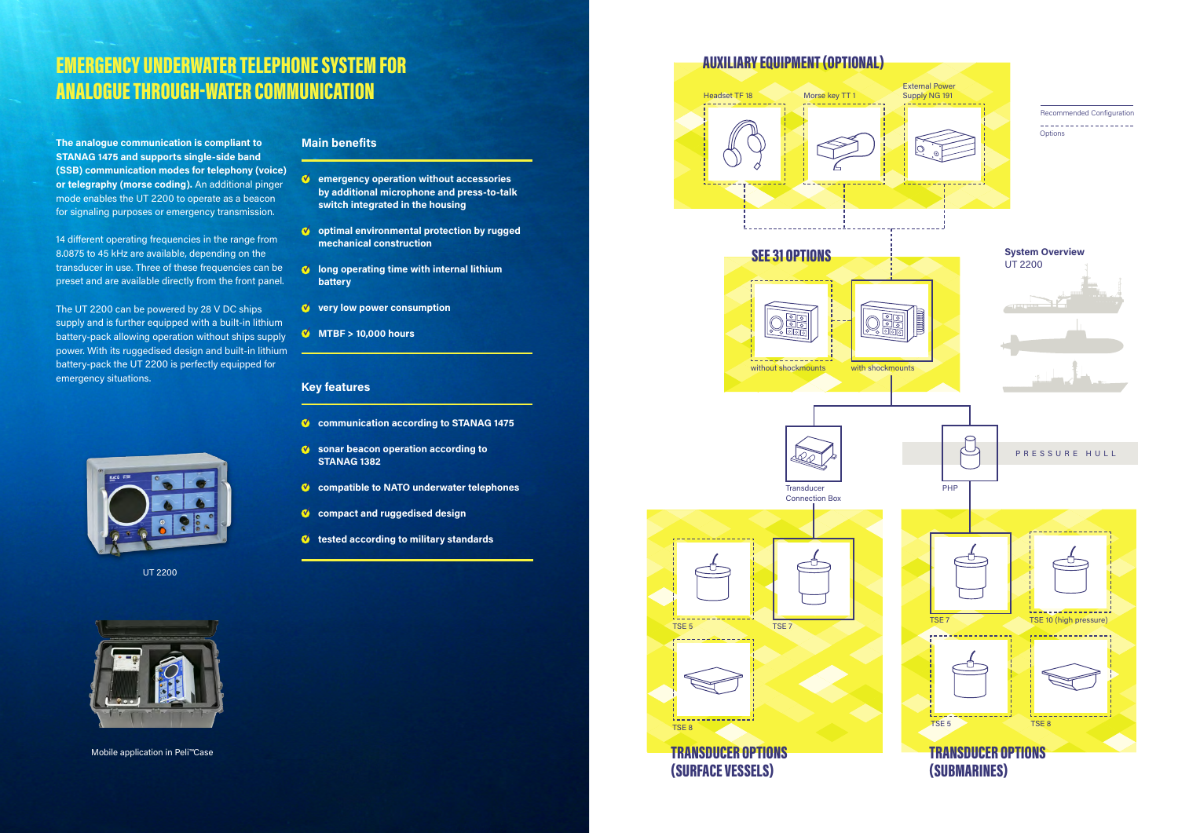# EMERGENCY UNDERWATER TELEPHONE SYSTEM FOR ANALOGUE THROUGH-WATER COMMUNICATION

**The analogue communication is compliant to STANAG 1475 and supports single-side band (SSB) communication modes for telephony (voice) or telegraphy (morse coding).** An additional pinger mode enables the UT 2200 to operate as a beacon for signaling purposes or emergency transmission.

14 different operating frequencies in the range from 8.0875 to 45 kHz are available, depending on the transducer in use. Three of these frequencies can be preset and are available directly from the front panel.

The UT 2200 can be powered by 28 V DC ships supply and is further equipped with a built-in lithium battery-pack allowing operation without ships supply power. With its ruggedised design and built-in lithium battery-pack the UT 2200 is perfectly equipped for emergency situations.

UT 2200

Mobile application in Peli™Case

## Main benefits

- **emergency operation without accessories by additional microphone and press-to-talk switch integrated in the housing**
- **optimal environmental protection by rugged mechanical construction**
- **long operating time with internal lithium battery**
- **very low power consumption**
- **MTBF > 10,000 hours**

## Key features

- **communication according to STANAG 1475**
- **sonar beacon operation according to STANAG 1382**
- **compatible to NATO underwater telephones**
- **compact and ruggedised design**
- **tested according to military standards**

## AUXILIARY EQUIPMENT (OPTIONAL)

Headset TF 18

Morse key TT 1

External Power Supply NG 191

Recommended Configuration

Options

## SEE 31 OPTIONS

without shockmounts

with shockmounts

**System Overview**
UT 2200

Transducer Connection Box

PHP

PRESSURE HULL

TSE 5

TSE 7

TSE 8

## TRANSDUCER OPTIONS (SURFACE VESSELS)

TSE 7

TSE 10 (high pressure)

TSE 5

TSE 8

## TRANSDUCER OPTIONS (SUBMARINES)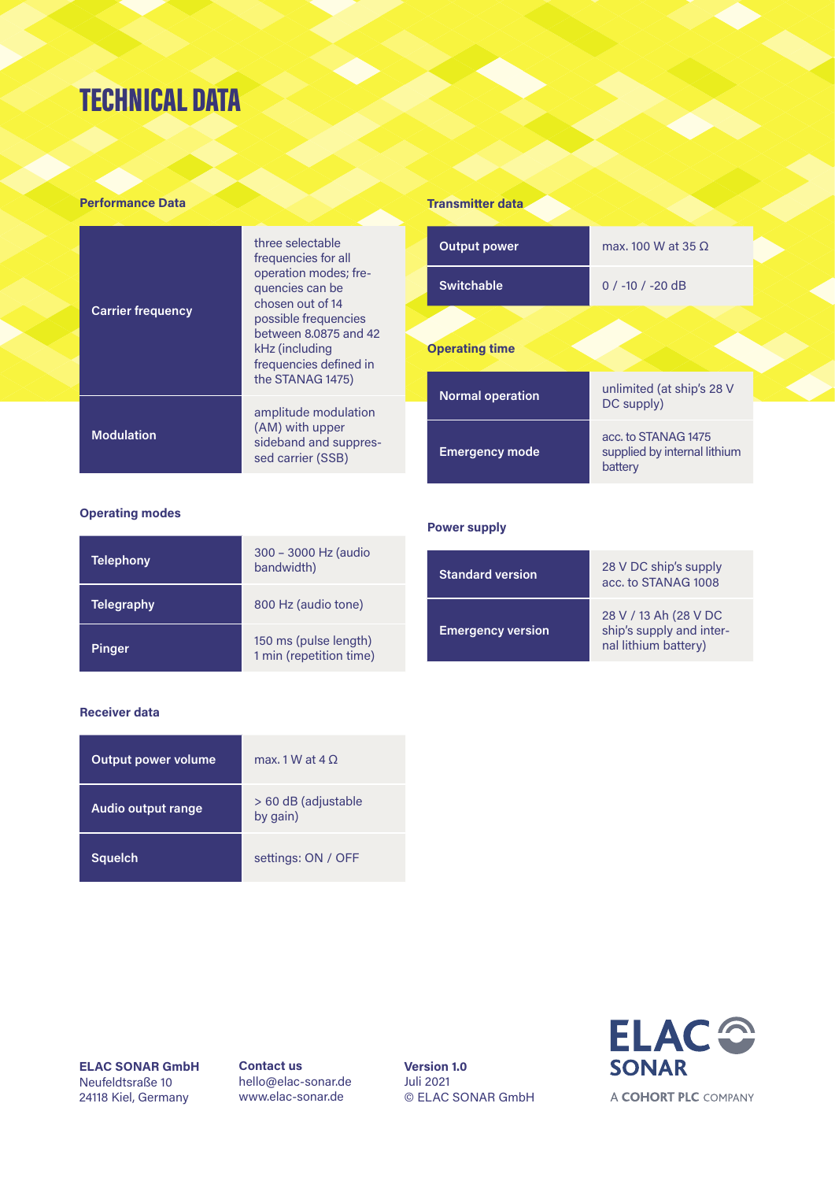# TECHNICAL DATA

## Performance Data

| | |
|---|---|
| Carrier frequency | three selectable frequencies for all operation modes; frequencies can be chosen out of 14 possible frequencies between 8.0875 and 42 kHz (including frequencies defined in the STANAG 1475) |
| Modulation | amplitude modulation (AM) with upper sideband and suppressed carrier (SSB) |

## Operating modes

| | |
|---|---|
| Telephony | 300 – 3000 Hz (audio bandwidth) |
| Telegraphy | 800 Hz (audio tone) |
| Pinger | 150 ms (pulse length)<br>1 min (repetition time) |

## Receiver data

| | |
|---|---|
| Output power volume | max. 1 W at 4 Ω |
| Audio output range | > 60 dB (adjustable by gain) |
| Squelch | settings: ON / OFF |

## Transmitter data

| | |
|---|---|
| Output power | max. 100 W at 35 Ω |
| Switchable | 0 / -10 / -20 dB |

## Operating time

| | |
|---|---|
| Normal operation | unlimited (at ship's 28 V DC supply) |
| Emergency mode | acc. to STANAG 1475 supplied by internal lithium battery |

## Power supply

| | |
|---|---|
| Standard version | 28 V DC ship's supply acc. to STANAG 1008 |
| Emergency version | 28 V / 13 Ah (28 V DC ship's supply and internal lithium battery) |

**ELAC SONAR GmbH**
Neufeldtsraße 10
24118 Kiel, Germany

**Contact us**
hello@elac-sonar.de
www.elac-sonar.de

**Version 1.0**
Juli 2021
© ELAC SONAR GmbH

ELAC SONAR
A COHORT PLC COMPANY